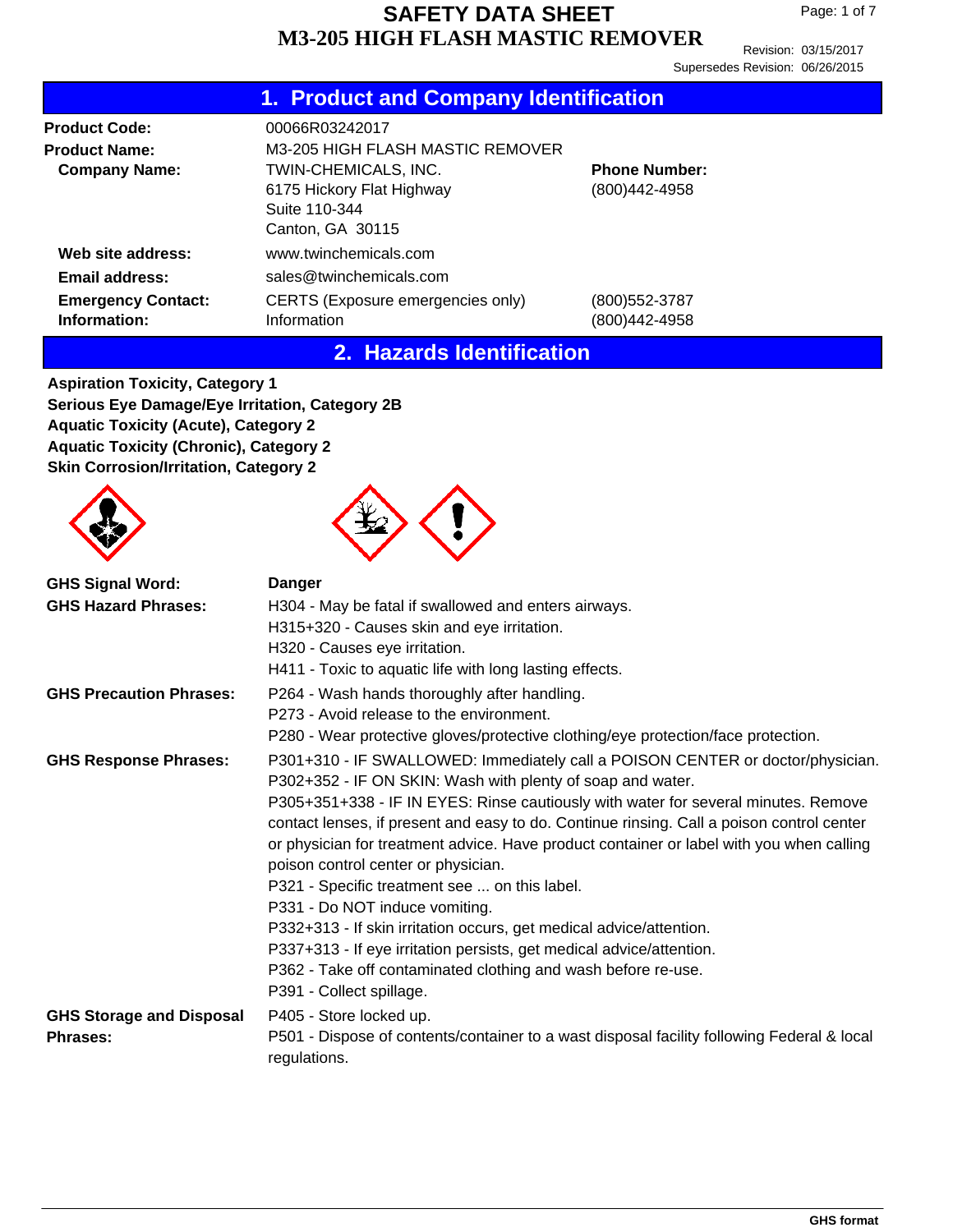# SAFETY DATA SHEET
# M3-205 HIGH FLASH MASTIC REMOVER

Revision: 03/15/2017
Supersedes Revision: 06/26/2015

## 1. Product and Company Identification

| | | |
|---|---|---|
| **Product Code:** | 00066R03242017 | |
| **Product Name:** | M3-205 HIGH FLASH MASTIC REMOVER | |
| **Company Name:** | TWIN-CHEMICALS, INC.<br>6175 Hickory Flat Highway<br>Suite 110-344<br>Canton, GA 30115 | **Phone Number:**<br>(800)442-4958 |
| **Web site address:** | www.twinchemicals.com | |
| **Email address:** | sales@twinchemicals.com | |
| **Emergency Contact:** | CERTS (Exposure emergencies only) | (800)552-3787 |
| **Information:** | Information | (800)442-4958 |

## 2. Hazards Identification

**Aspiration Toxicity, Category 1**
**Serious Eye Damage/Eye Irritation, Category 2B**
**Aquatic Toxicity (Acute), Category 2**
**Aquatic Toxicity (Chronic), Category 2**
**Skin Corrosion/Irritation, Category 2**

**GHS Signal Word:** **Danger**

**GHS Hazard Phrases:**
H304 - May be fatal if swallowed and enters airways.
H315+320 - Causes skin and eye irritation.
H320 - Causes eye irritation.
H411 - Toxic to aquatic life with long lasting effects.

**GHS Precaution Phrases:**
P264 - Wash hands thoroughly after handling.
P273 - Avoid release to the environment.
P280 - Wear protective gloves/protective clothing/eye protection/face protection.

**GHS Response Phrases:**
P301+310 - IF SWALLOWED: Immediately call a POISON CENTER or doctor/physician.
P302+352 - IF ON SKIN: Wash with plenty of soap and water.
P305+351+338 - IF IN EYES: Rinse cautiously with water for several minutes. Remove contact lenses, if present and easy to do. Continue rinsing. Call a poison control center or physician for treatment advice. Have product container or label with you when calling poison control center or physician.
P321 - Specific treatment see ... on this label.
P331 - Do NOT induce vomiting.
P332+313 - If skin irritation occurs, get medical advice/attention.
P337+313 - If eye irritation persists, get medical advice/attention.
P362 - Take off contaminated clothing and wash before re-use.
P391 - Collect spillage.

**GHS Storage and Disposal Phrases:**
P405 - Store locked up.
P501 - Dispose of contents/container to a wast disposal facility following Federal & local regulations.

GHS format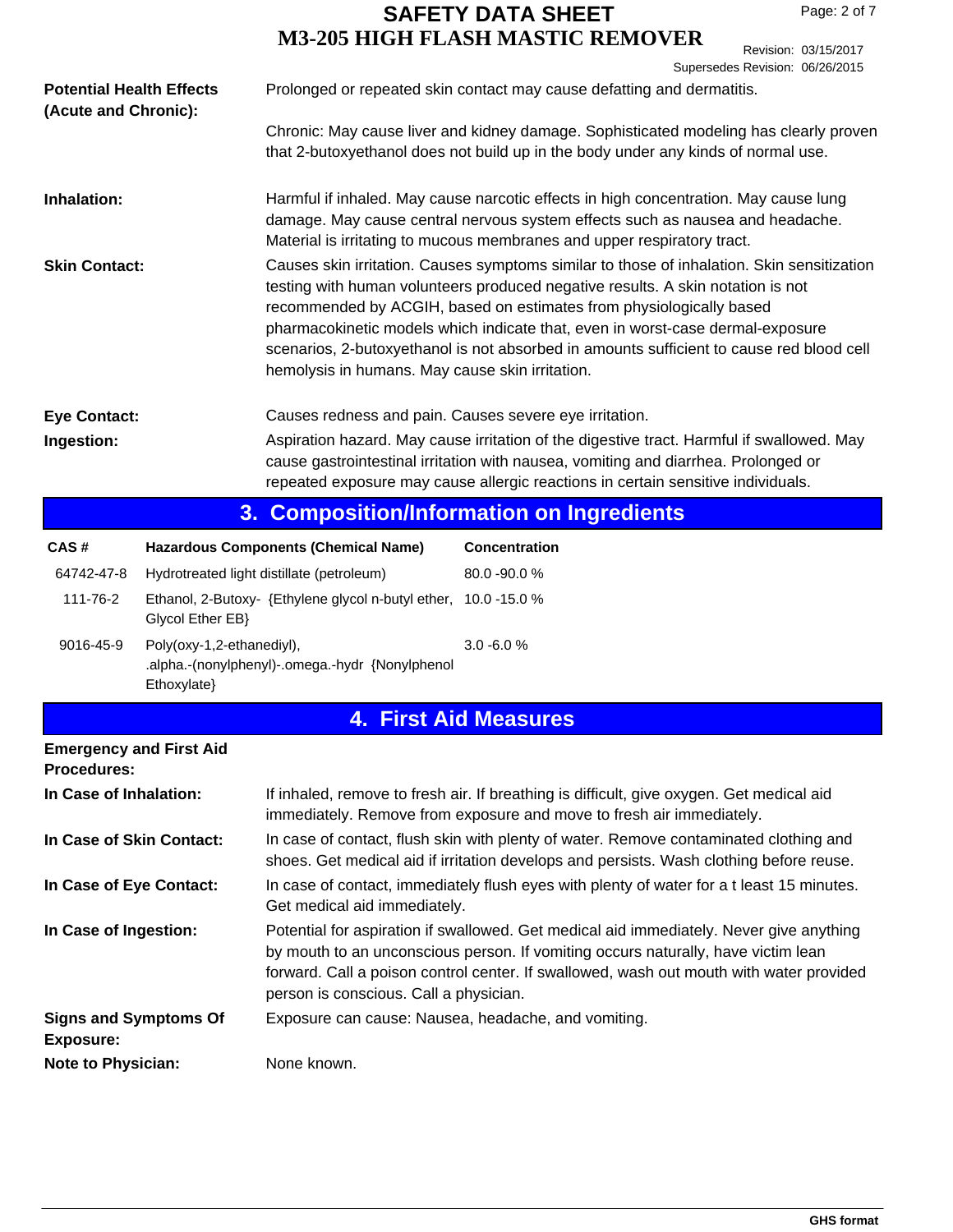**Potential Health Effects (Acute and Chronic):**

Prolonged or repeated skin contact may cause defatting and dermatitis.

Chronic: May cause liver and kidney damage. Sophisticated modeling has clearly proven that 2-butoxyethanol does not build up in the body under any kinds of normal use.

**Inhalation:**

Harmful if inhaled. May cause narcotic effects in high concentration. May cause lung damage. May cause central nervous system effects such as nausea and headache. Material is irritating to mucous membranes and upper respiratory tract.

**Skin Contact:**

Causes skin irritation. Causes symptoms similar to those of inhalation. Skin sensitization testing with human volunteers produced negative results. A skin notation is not recommended by ACGIH, based on estimates from physiologically based pharmacokinetic models which indicate that, even in worst-case dermal-exposure scenarios, 2-butoxyethanol is not absorbed in amounts sufficient to cause red blood cell hemolysis in humans. May cause skin irritation.

**Eye Contact:**

Causes redness and pain. Causes severe eye irritation.

**Ingestion:**

Aspiration hazard. May cause irritation of the digestive tract. Harmful if swallowed. May cause gastrointestinal irritation with nausea, vomiting and diarrhea. Prolonged or repeated exposure may cause allergic reactions in certain sensitive individuals.

## 3. Composition/Information on Ingredients

| CAS # | Hazardous Components (Chemical Name) | Concentration |
|---|---|---|
| 64742-47-8 | Hydrotreated light distillate (petroleum) | 80.0 -90.0 % |
| 111-76-2 | Ethanol, 2-Butoxy- {Ethylene glycol n-butyl ether, Glycol Ether EB} | 10.0 -15.0 % |
| 9016-45-9 | Poly(oxy-1,2-ethanediyl), .alpha.-(nonylphenyl)-.omega.-hydr {Nonylphenol Ethoxylate} | 3.0 -6.0 % |

## 4. First Aid Measures

**Emergency and First Aid Procedures:**

**In Case of Inhalation:**

If inhaled, remove to fresh air. If breathing is difficult, give oxygen. Get medical aid immediately. Remove from exposure and move to fresh air immediately.

**In Case of Skin Contact:**

In case of contact, flush skin with plenty of water. Remove contaminated clothing and shoes. Get medical aid if irritation develops and persists. Wash clothing before reuse.

**In Case of Eye Contact:**

In case of contact, immediately flush eyes with plenty of water for a t least 15 minutes. Get medical aid immediately.

**In Case of Ingestion:**

Potential for aspiration if swallowed. Get medical aid immediately. Never give anything by mouth to an unconscious person. If vomiting occurs naturally, have victim lean forward. Call a poison control center. If swallowed, wash out mouth with water provided person is conscious. Call a physician.

**Signs and Symptoms Of Exposure:**

Exposure can cause: Nausea, headache, and vomiting.

**Note to Physician:**

None known.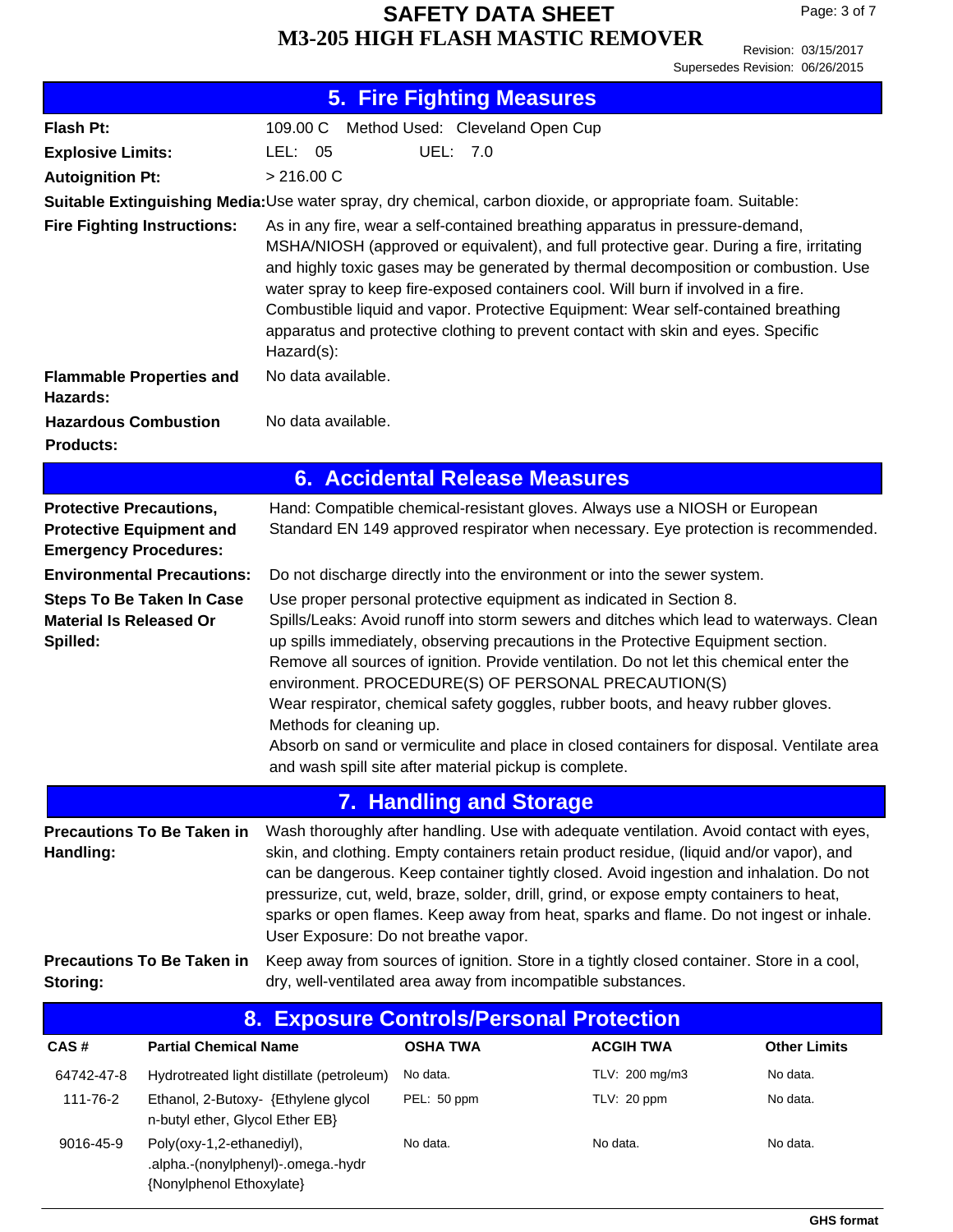## 5. Fire Fighting Measures

**Flash Pt:** 109.00 C Method Used: Cleveland Open Cup

**Explosive Limits:** LEL: 05 UEL: 7.0

**Autoignition Pt:** > 216.00 C

**Suitable Extinguishing Media:** Use water spray, dry chemical, carbon dioxide, or appropriate foam. Suitable:

**Fire Fighting Instructions:** As in any fire, wear a self-contained breathing apparatus in pressure-demand, MSHA/NIOSH (approved or equivalent), and full protective gear. During a fire, irritating and highly toxic gases may be generated by thermal decomposition or combustion. Use water spray to keep fire-exposed containers cool. Will burn if involved in a fire. Combustible liquid and vapor. Protective Equipment: Wear self-contained breathing apparatus and protective clothing to prevent contact with skin and eyes. Specific Hazard(s):

**Flammable Properties and Hazards:** No data available.

**Hazardous Combustion Products:** No data available.

## 6. Accidental Release Measures

**Protective Precautions, Protective Equipment and Emergency Procedures:** Hand: Compatible chemical-resistant gloves. Always use a NIOSH or European Standard EN 149 approved respirator when necessary. Eye protection is recommended.

**Environmental Precautions:** Do not discharge directly into the environment or into the sewer system.

**Steps To Be Taken In Case Material Is Released Or Spilled:** Use proper personal protective equipment as indicated in Section 8.
Spills/Leaks: Avoid runoff into storm sewers and ditches which lead to waterways. Clean up spills immediately, observing precautions in the Protective Equipment section. Remove all sources of ignition. Provide ventilation. Do not let this chemical enter the environment. PROCEDURE(S) OF PERSONAL PRECAUTION(S)
Wear respirator, chemical safety goggles, rubber boots, and heavy rubber gloves.
Methods for cleaning up.
Absorb on sand or vermiculite and place in closed containers for disposal. Ventilate area and wash spill site after material pickup is complete.

## 7. Handling and Storage

**Precautions To Be Taken in Handling:** Wash thoroughly after handling. Use with adequate ventilation. Avoid contact with eyes, skin, and clothing. Empty containers retain product residue, (liquid and/or vapor), and can be dangerous. Keep container tightly closed. Avoid ingestion and inhalation. Do not pressurize, cut, weld, braze, solder, drill, grind, or expose empty containers to heat, sparks or open flames. Keep away from heat, sparks and flame. Do not ingest or inhale. User Exposure: Do not breathe vapor.

**Precautions To Be Taken in Storing:** Keep away from sources of ignition. Store in a tightly closed container. Store in a cool, dry, well-ventilated area away from incompatible substances.

## 8. Exposure Controls/Personal Protection

| CAS # | Partial Chemical Name | OSHA TWA | ACGIH TWA | Other Limits |
|---|---|---|---|---|
| 64742-47-8 | Hydrotreated light distillate (petroleum) | No data. | TLV: 200 mg/m3 | No data. |
| 111-76-2 | Ethanol, 2-Butoxy- {Ethylene glycol n-butyl ether, Glycol Ether EB} | PEL: 50 ppm | TLV: 20 ppm | No data. |
| 9016-45-9 | Poly(oxy-1,2-ethanediyl), .alpha.-(nonylphenyl)-.omega.-hydr {Nonylphenol Ethoxylate} | No data. | No data. | No data. |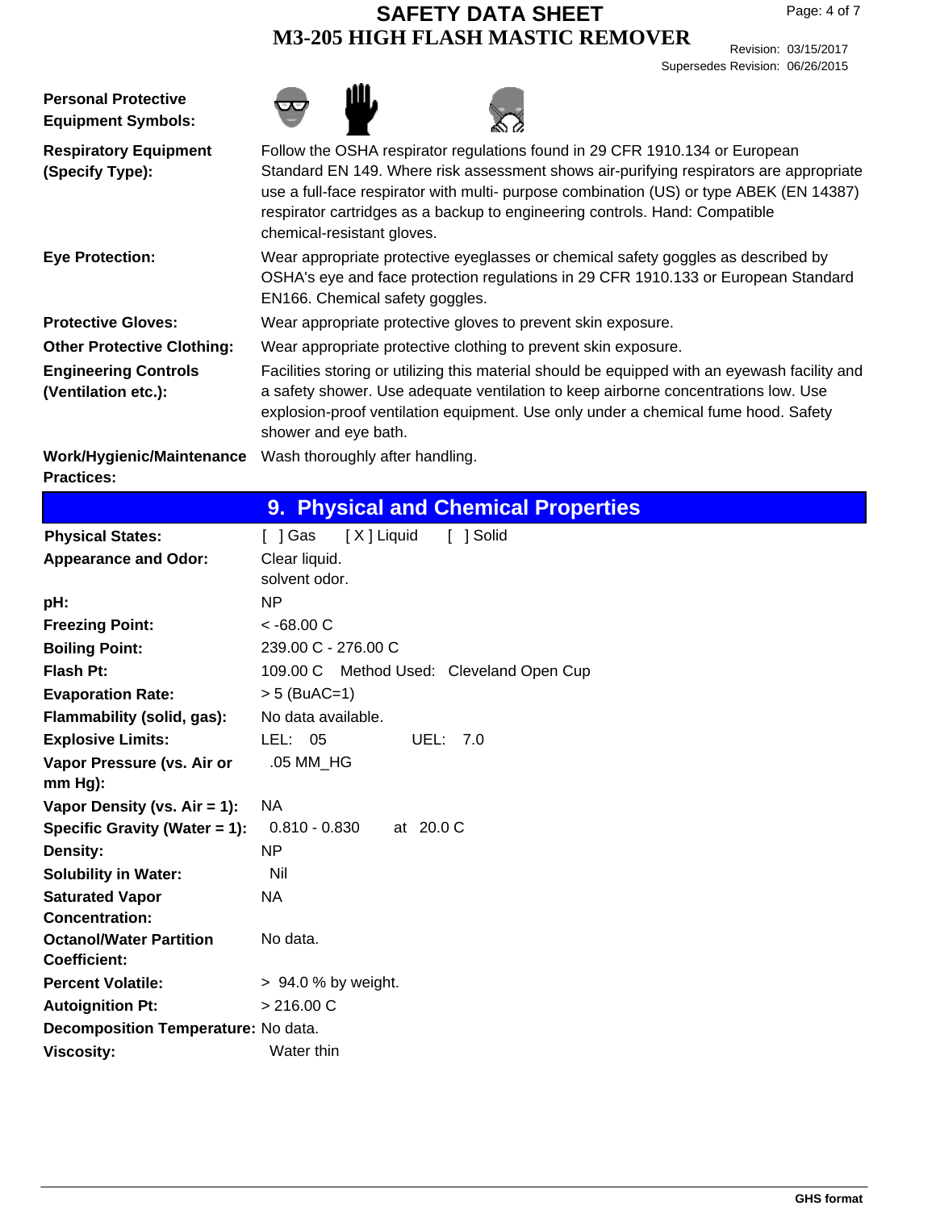| | |
|---|---|
| **Personal Protective Equipment Symbols:** | |
| **Respiratory Equipment (Specify Type):** | Follow the OSHA respirator regulations found in 29 CFR 1910.134 or European Standard EN 149. Where risk assessment shows air-purifying respirators are appropriate use a full-face respirator with multi- purpose combination (US) or type ABEK (EN 14387) respirator cartridges as a backup to engineering controls. Hand: Compatible chemical-resistant gloves. |
| **Eye Protection:** | Wear appropriate protective eyeglasses or chemical safety goggles as described by OSHA's eye and face protection regulations in 29 CFR 1910.133 or European Standard EN166. Chemical safety goggles. |
| **Protective Gloves:** | Wear appropriate protective gloves to prevent skin exposure. |
| **Other Protective Clothing:** | Wear appropriate protective clothing to prevent skin exposure. |
| **Engineering Controls (Ventilation etc.):** | Facilities storing or utilizing this material should be equipped with an eyewash facility and a safety shower. Use adequate ventilation to keep airborne concentrations low. Use explosion-proof ventilation equipment. Use only under a chemical fume hood. Safety shower and eye bath. |
| **Work/Hygienic/Maintenance Practices:** | Wash thoroughly after handling. |

## 9. Physical and Chemical Properties

| | |
|---|---|
| **Physical States:** | [ ] Gas [ X ] Liquid [ ] Solid |
| **Appearance and Odor:** | Clear liquid.<br>solvent odor. |
| **pH:** | NP |
| **Freezing Point:** | < -68.00 C |
| **Boiling Point:** | 239.00 C - 276.00 C |
| **Flash Pt:** | 109.00 C Method Used: Cleveland Open Cup |
| **Evaporation Rate:** | > 5 (BuAC=1) |
| **Flammability (solid, gas):** | No data available. |
| **Explosive Limits:** | LEL: 05 UEL: 7.0 |
| **Vapor Pressure (vs. Air or mm Hg):** | .05 MM_HG |
| **Vapor Density (vs. Air = 1):** | NA |
| **Specific Gravity (Water = 1):** | 0.810 - 0.830 at 20.0 C |
| **Density:** | NP |
| **Solubility in Water:** | Nil |
| **Saturated Vapor Concentration:** | NA |
| **Octanol/Water Partition Coefficient:** | No data. |
| **Percent Volatile:** | > 94.0 % by weight. |
| **Autoignition Pt:** | > 216.00 C |
| **Decomposition Temperature:** | No data. |
| **Viscosity:** | Water thin |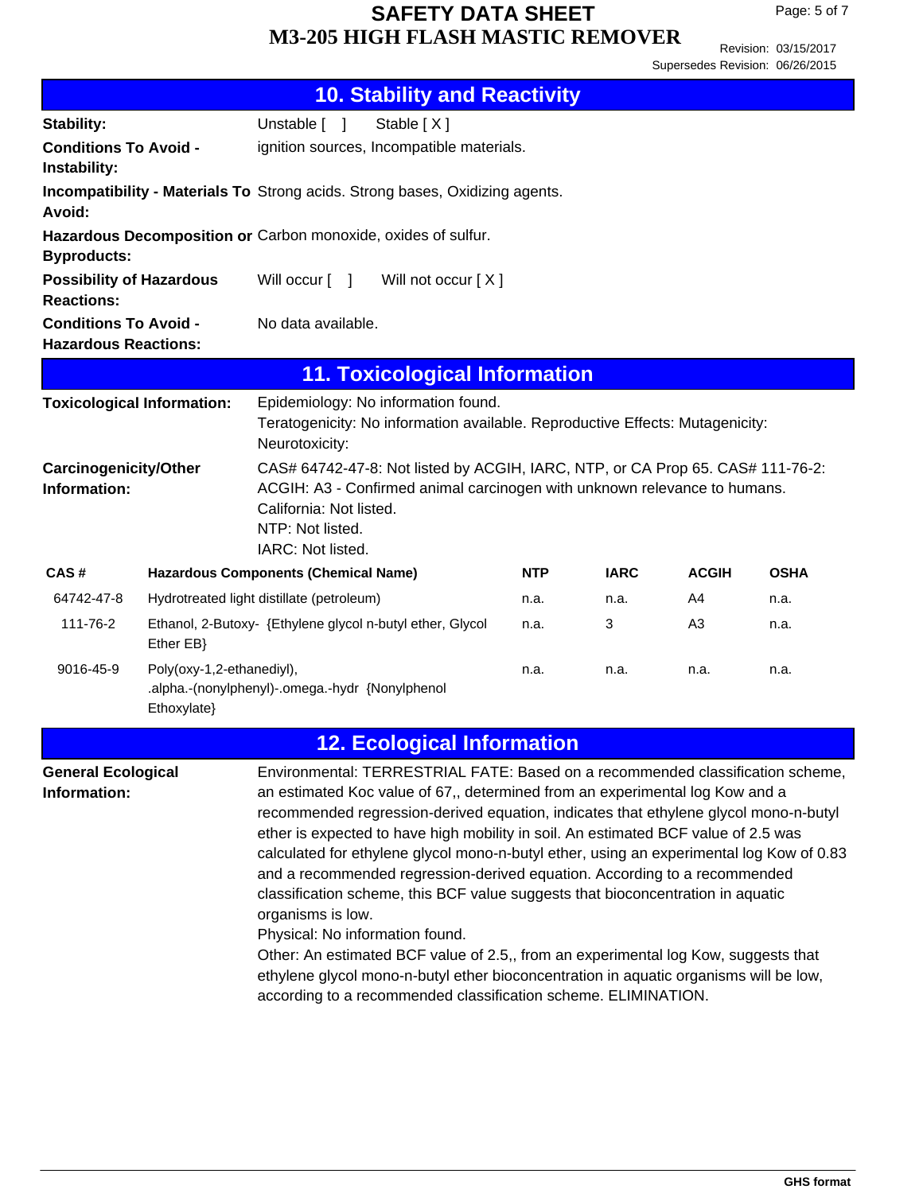## 10. Stability and Reactivity

**Stability:** Unstable [ ] Stable [ X ]

**Conditions To Avoid - Instability:** ignition sources, Incompatible materials.

**Incompatibility - Materials To Avoid:** Strong acids. Strong bases, Oxidizing agents.

**Hazardous Decomposition or Byproducts:** Carbon monoxide, oxides of sulfur.

**Possibility of Hazardous Reactions:** Will occur [ ] Will not occur [ X ]

**Conditions To Avoid - Hazardous Reactions:** No data available.

## 11. Toxicological Information

**Toxicological Information:** Epidemiology: No information found.
Teratogenicity: No information available. Reproductive Effects: Mutagenicity:
Neurotoxicity:

**Carcinogenicity/Other Information:** CAS# 64742-47-8: Not listed by ACGIH, IARC, NTP, or CA Prop 65. CAS# 111-76-2: ACGIH: A3 - Confirmed animal carcinogen with unknown relevance to humans.
California: Not listed.
NTP: Not listed.
IARC: Not listed.

| CAS # | Hazardous Components (Chemical Name) | NTP | IARC | ACGIH | OSHA |
|---|---|---|---|---|---|
| 64742-47-8 | Hydrotreated light distillate (petroleum) | n.a. | n.a. | A4 | n.a. |
| 111-76-2 | Ethanol, 2-Butoxy- {Ethylene glycol n-butyl ether, Glycol Ether EB} | n.a. | 3 | A3 | n.a. |
| 9016-45-9 | Poly(oxy-1,2-ethanediyl), .alpha.-(nonylphenyl)-.omega.-hydr {Nonylphenol Ethoxylate} | n.a. | n.a. | n.a. | n.a. |

## 12. Ecological Information

**General Ecological Information:** Environmental: TERRESTRIAL FATE: Based on a recommended classification scheme, an estimated Koc value of 67,, determined from an experimental log Kow and a recommended regression-derived equation, indicates that ethylene glycol mono-n-butyl ether is expected to have high mobility in soil. An estimated BCF value of 2.5 was calculated for ethylene glycol mono-n-butyl ether, using an experimental log Kow of 0.83 and a recommended regression-derived equation. According to a recommended classification scheme, this BCF value suggests that bioconcentration in aquatic organisms is low.
Physical: No information found.
Other: An estimated BCF value of 2.5,, from an experimental log Kow, suggests that ethylene glycol mono-n-butyl ether bioconcentration in aquatic organisms will be low, according to a recommended classification scheme. ELIMINATION.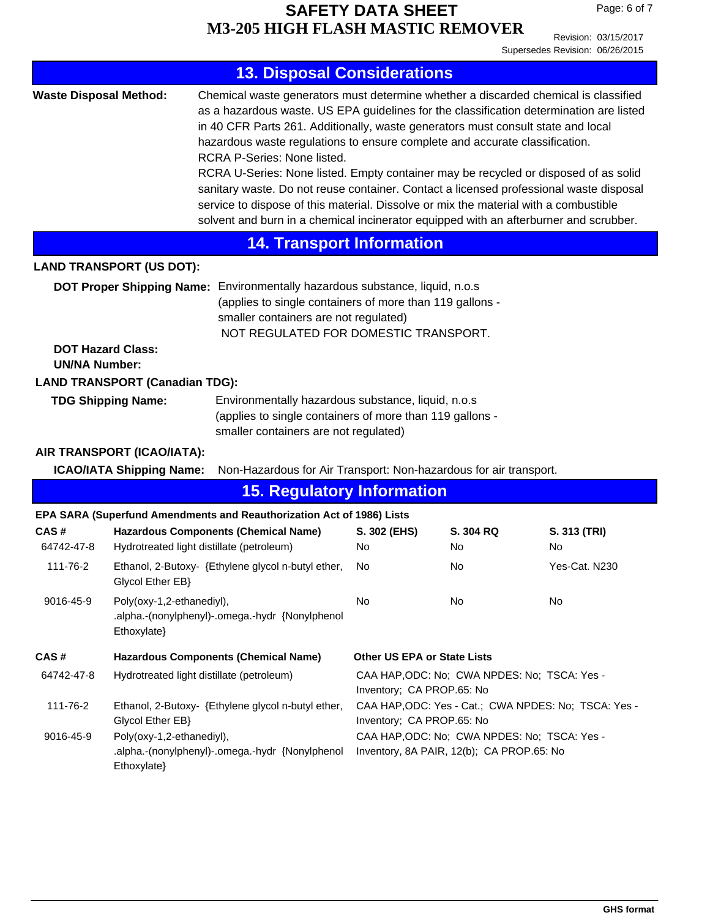## 13. Disposal Considerations

**Waste Disposal Method:** Chemical waste generators must determine whether a discarded chemical is classified as a hazardous waste. US EPA guidelines for the classification determination are listed in 40 CFR Parts 261. Additionally, waste generators must consult state and local hazardous waste regulations to ensure complete and accurate classification.
RCRA P-Series: None listed.
RCRA U-Series: None listed. Empty container may be recycled or disposed of as solid sanitary waste. Do not reuse container. Contact a licensed professional waste disposal service to dispose of this material. Dissolve or mix the material with a combustible solvent and burn in a chemical incinerator equipped with an afterburner and scrubber.

## 14. Transport Information

**LAND TRANSPORT (US DOT):**

**DOT Proper Shipping Name:** Environmentally hazardous substance, liquid, n.o.s (applies to single containers of more than 119 gallons - smaller containers are not regulated)
NOT REGULATED FOR DOMESTIC TRANSPORT.

**DOT Hazard Class:**

**UN/NA Number:**

**LAND TRANSPORT (Canadian TDG):**

**TDG Shipping Name:** Environmentally hazardous substance, liquid, n.o.s (applies to single containers of more than 119 gallons - smaller containers are not regulated)

**AIR TRANSPORT (ICAO/IATA):**

**ICAO/IATA Shipping Name:** Non-Hazardous for Air Transport: Non-hazardous for air transport.

## 15. Regulatory Information

**EPA SARA (Superfund Amendments and Reauthorization Act of 1986) Lists**

| CAS # | Hazardous Components (Chemical Name) | S. 302 (EHS) | S. 304 RQ | S. 313 (TRI) |
|---|---|---|---|---|
| 64742-47-8 | Hydrotreated light distillate (petroleum) | No | No | No |
| 111-76-2 | Ethanol, 2-Butoxy- {Ethylene glycol n-butyl ether, Glycol Ether EB} | No | No | Yes-Cat. N230 |
| 9016-45-9 | Poly(oxy-1,2-ethanediyl), .alpha.-(nonylphenyl)-.omega.-hydr {Nonylphenol Ethoxylate} | No | No | No |

| CAS # | Hazardous Components (Chemical Name) | Other US EPA or State Lists |
|---|---|---|
| 64742-47-8 | Hydrotreated light distillate (petroleum) | CAA HAP,ODC: No; CWA NPDES: No; TSCA: Yes - Inventory; CA PROP.65: No |
| 111-76-2 | Ethanol, 2-Butoxy- {Ethylene glycol n-butyl ether, Glycol Ether EB} | CAA HAP,ODC: Yes - Cat.; CWA NPDES: No; TSCA: Yes - Inventory; CA PROP.65: No |
| 9016-45-9 | Poly(oxy-1,2-ethanediyl), .alpha.-(nonylphenyl)-.omega.-hydr {Nonylphenol Ethoxylate} | CAA HAP,ODC: No; CWA NPDES: No; TSCA: Yes - Inventory, 8A PAIR, 12(b); CA PROP.65: No |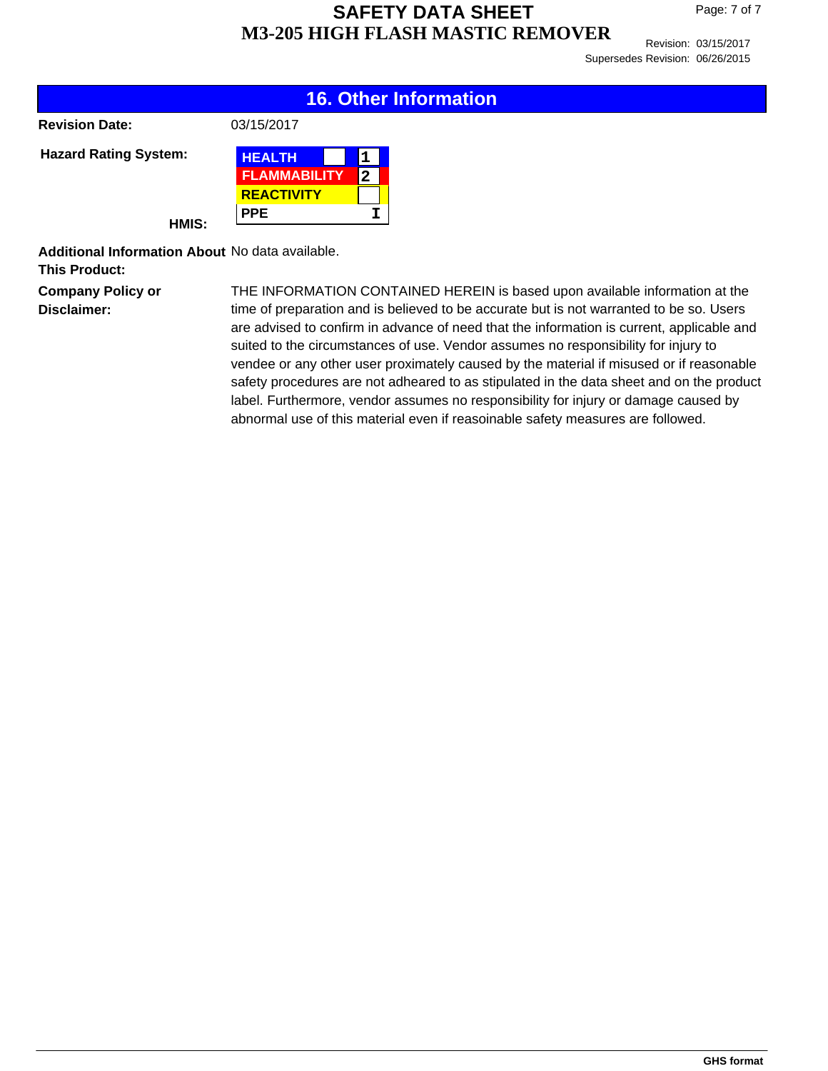## 16. Other Information

**Revision Date:** 03/15/2017

**Hazard Rating System:**

**HMIS:**

| | |
|---|---|
| HEALTH | 1 |
| FLAMMABILITY | 2 |
| REACTIVITY | |
| PPE | I |

**Additional Information About This Product:** No data available.

**Company Policy or Disclaimer:** THE INFORMATION CONTAINED HEREIN is based upon available information at the time of preparation and is believed to be accurate but is not warranted to be so. Users are advised to confirm in advance of need that the information is current, applicable and suited to the circumstances of use. Vendor assumes no responsibility for injury to vendee or any other user proximately caused by the material if misused or if reasonable safety procedures are not adheared to as stipulated in the data sheet and on the product label. Furthermore, vendor assumes no responsibility for injury or damage caused by abnormal use of this material even if reasoinable safety measures are followed.